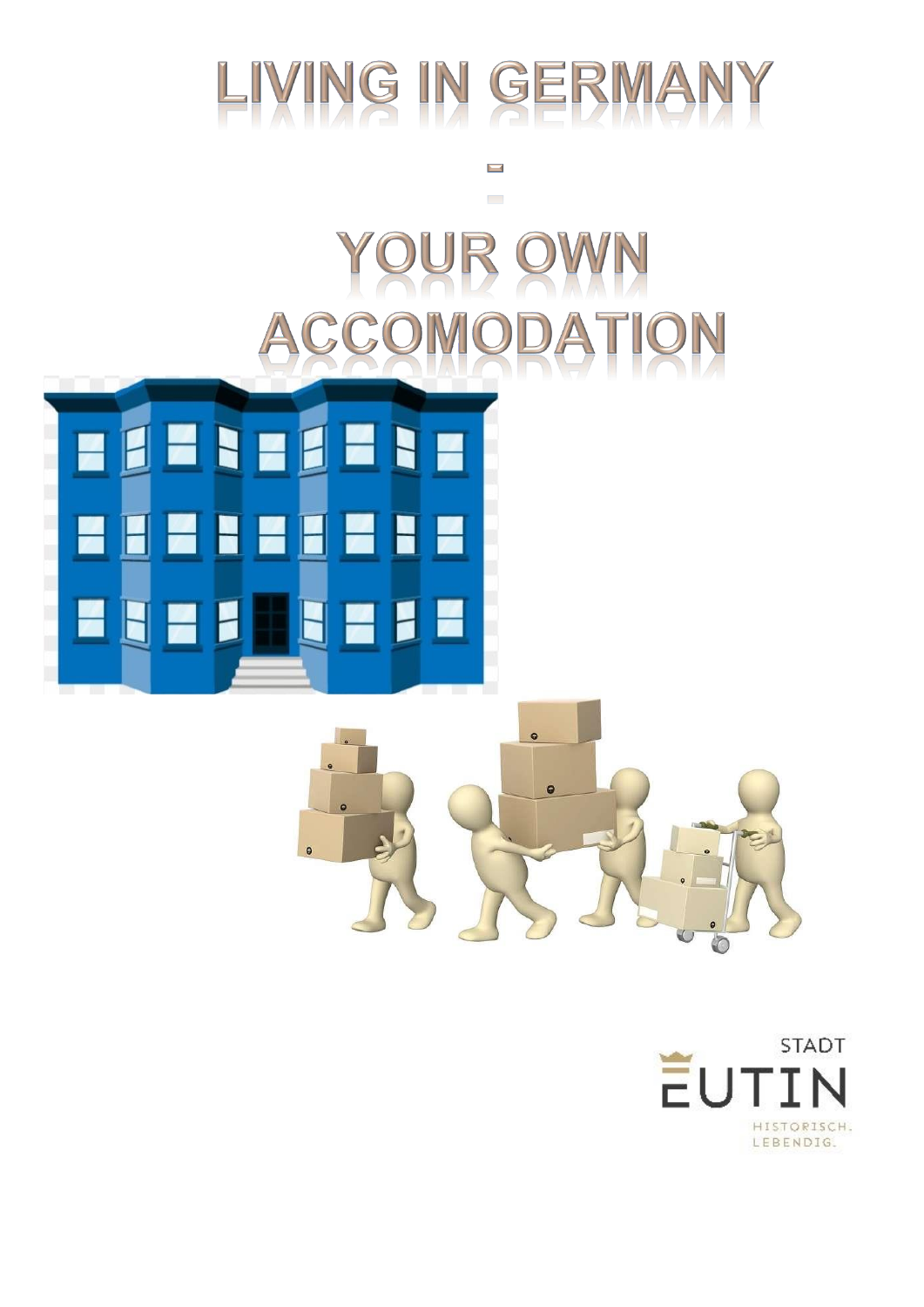# LIVING IN GERMANY

# -

# YOUR OWN ACCOMODATION

STADT

EUTIN

HISTORISCH. LEBENDIG.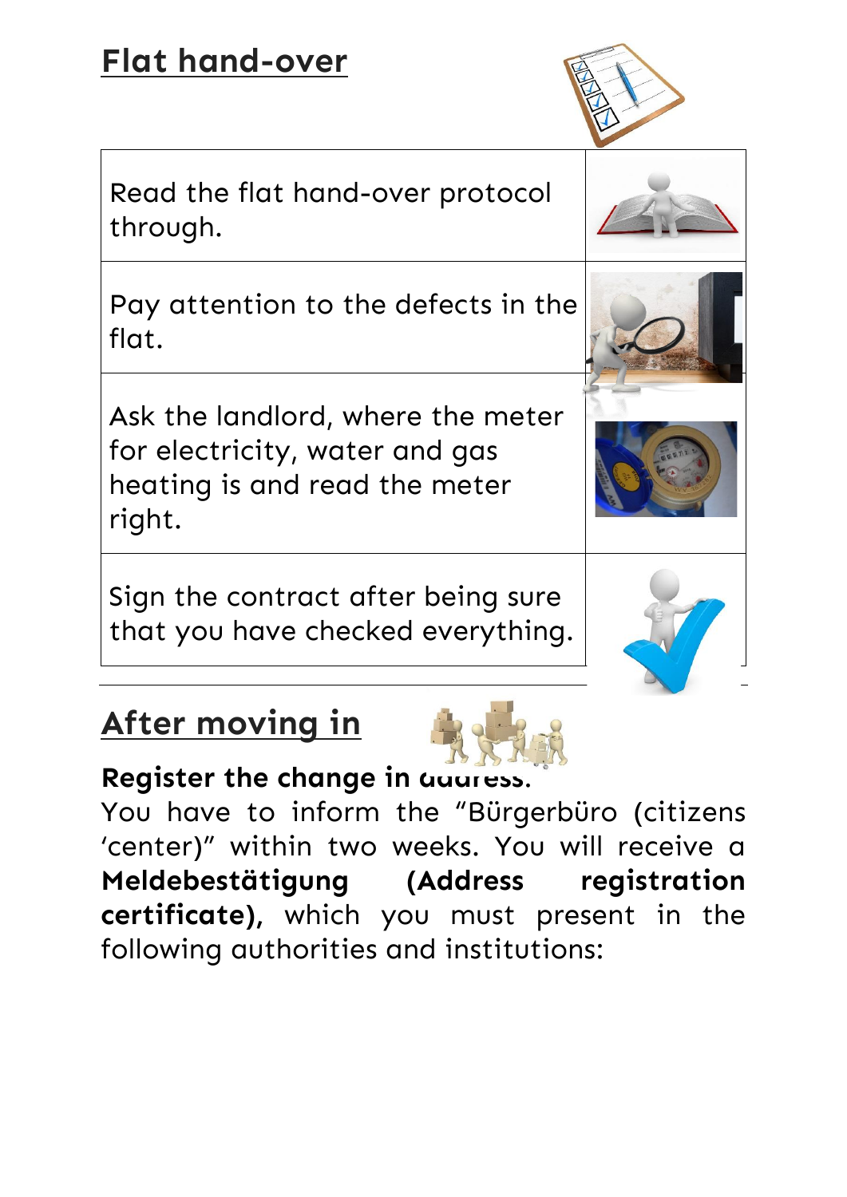## Flat hand-over

| | |
|---|---|
| Read the flat hand-over protocol through. | |
| Pay attention to the defects in the flat. | |
| Ask the landlord, where the meter for electricity, water and gas heating is and read the meter right. | |
| Sign the contract after being sure that you have checked everything. | |

## After moving in

**Register the change in address.**

You have to inform the "Bürgerbüro (citizens 'center)" within two weeks. You will receive a **Meldebestätigung (Address registration certificate)**, which you must present in the following authorities and institutions: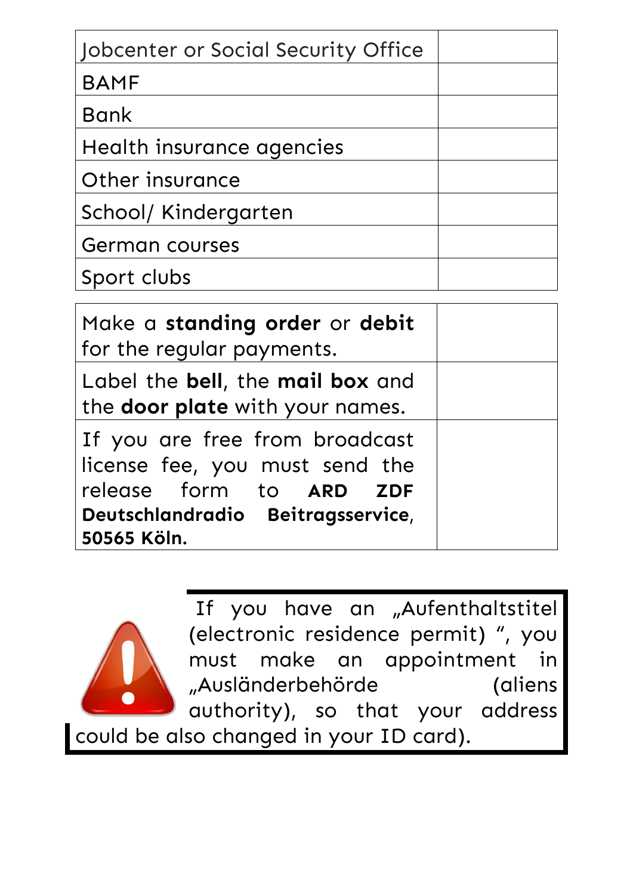| Jobcenter or Social Security Office | |
|---|---|
| BAMF | |
| Bank | |
| Health insurance agencies | |
| Other insurance | |
| School/ Kindergarten | |
| German courses | |
| Sport clubs | |

| Make a **standing order** or **debit** for the regular payments. | |
|---|---|
| Label the **bell**, the **mail box** and the **door plate** with your names. | |
| If you are free from broadcast license fee, you must send the release form to **ARD ZDF Deutschlandradio Beitragsservice**, **50565 Köln.** | |

If you have an „Aufenthaltstitel (electronic residence permit) ", you must make an appointment in „Ausländerbehörde (aliens authority), so that your address could be also changed in your ID card).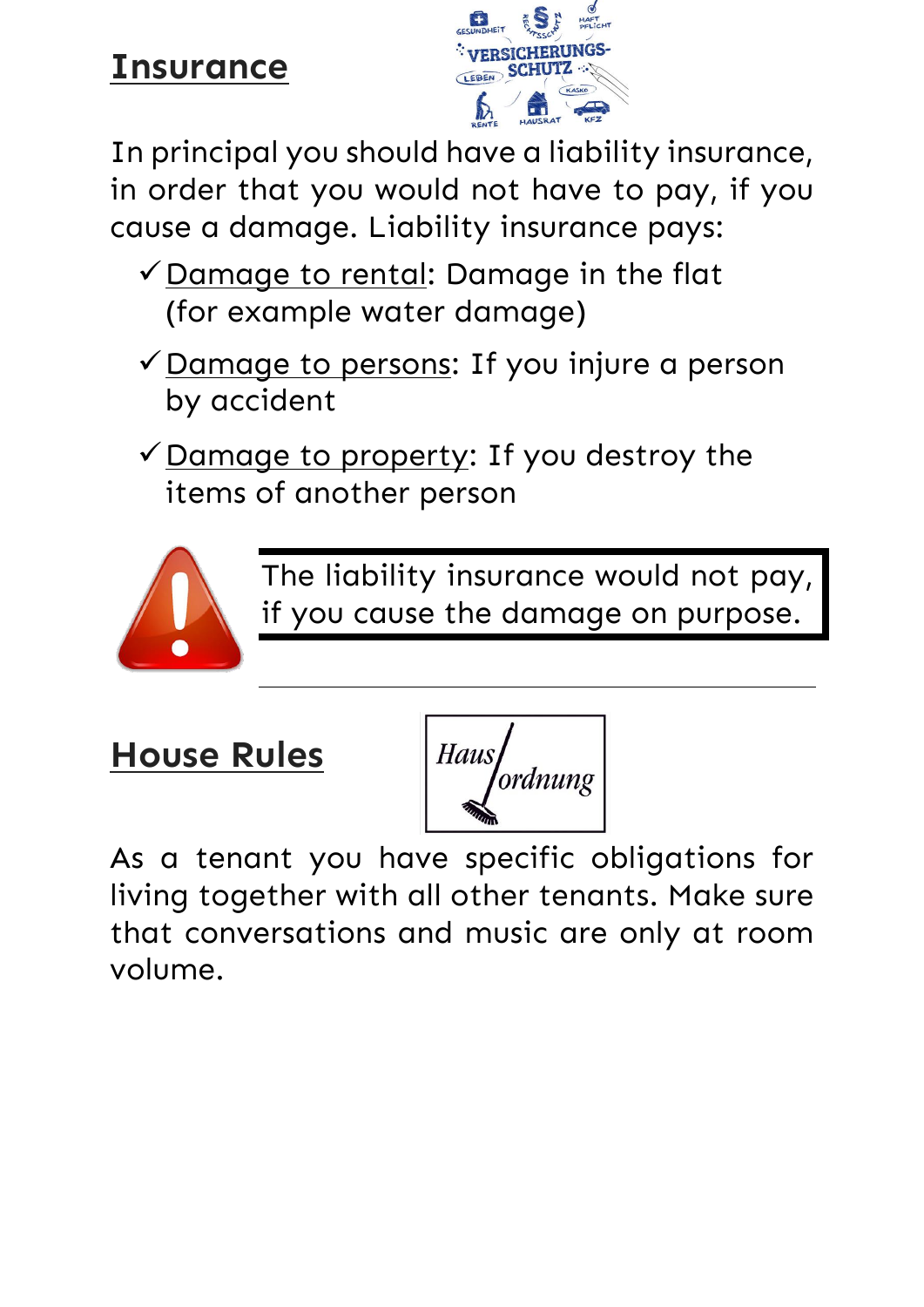## Insurance

In principal you should have a liability insurance, in order that you would not have to pay, if you cause a damage. Liability insurance pays:

- ✓ Damage to rental: Damage in the flat (for example water damage)
- ✓ Damage to persons: If you injure a person by accident
- ✓ Damage to property: If you destroy the items of another person

> The liability insurance would not pay, if you cause the damage on purpose.

---

## House Rules

As a tenant you have specific obligations for living together with all other tenants. Make sure that conversations and music are only at room volume.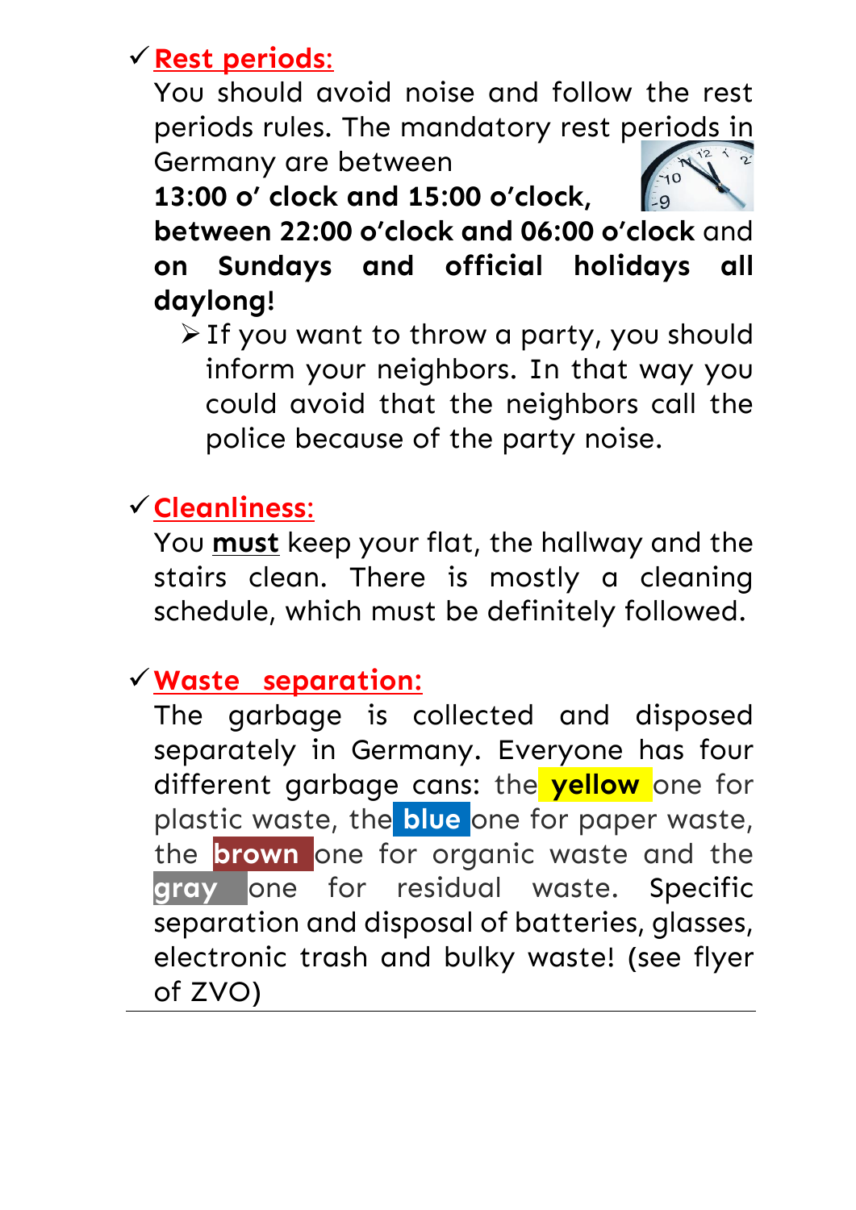- ✓ **Rest periods:**

  You should avoid noise and follow the rest periods rules. The mandatory rest periods in Germany are between **13:00 o' clock and 15:00 o'clock, between 22:00 o'clock and 06:00 o'clock** and **on Sundays and official holidays all daylong!**

  - ➢ If you want to throw a party, you should inform your neighbors. In that way you could avoid that the neighbors call the police because of the party noise.

- ✓ **Cleanliness:**

  You **must** keep your flat, the hallway and the stairs clean. There is mostly a cleaning schedule, which must be definitely followed.

- ✓ **Waste separation:**

  The garbage is collected and disposed separately in Germany. Everyone has four different garbage cans: the **yellow** one for plastic waste, the **blue** one for paper waste, the **brown** one for organic waste and the **gray** one for residual waste. Specific separation and disposal of batteries, glasses, electronic trash and bulky waste! (see flyer of ZVO)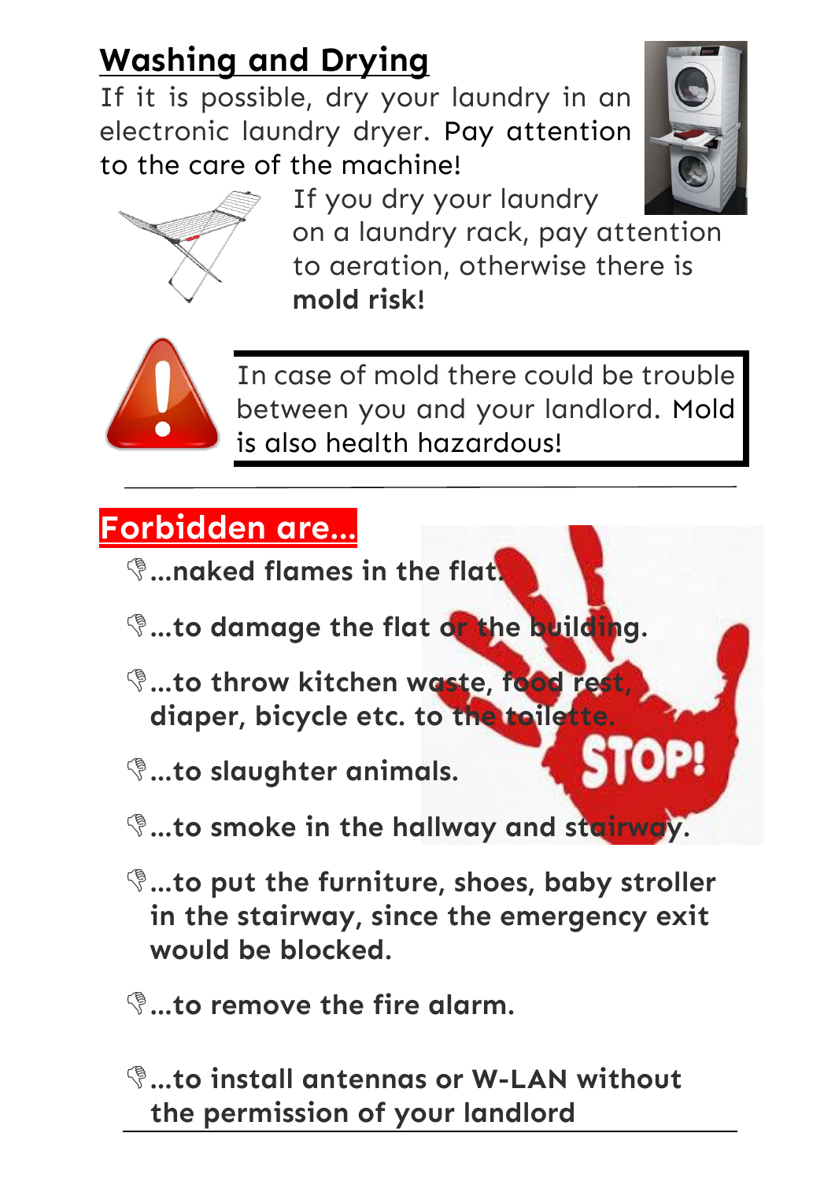## Washing and Drying

If it is possible, dry your laundry in an electronic laundry dryer. Pay attention to the care of the machine!

If you dry your laundry on a laundry rack, pay attention to aeration, otherwise there is **mold risk!**

In case of mold there could be trouble between you and your landlord. Mold is also health hazardous!

---

## Forbidden are...

- **...naked flames in the flat.**
- **...to damage the flat or the building.**
- **...to throw kitchen waste, food rest, diaper, bicycle etc. to the toilette.**
- **...to slaughter animals.**
- **...to smoke in the hallway and stairway.**
- **...to put the furniture, shoes, baby stroller in the stairway, since the emergency exit would be blocked.**
- **...to remove the fire alarm.**
- **...to install antennas or W-LAN without the permission of your landlord**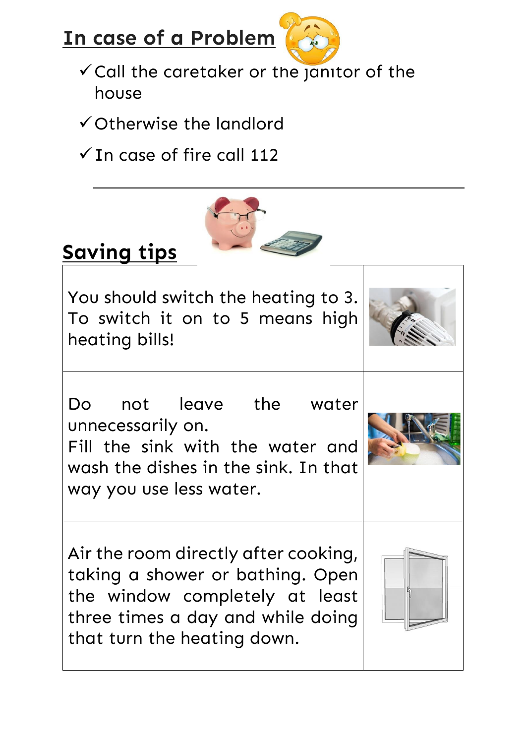## In case of a Problem

- ✓ Call the caretaker or the janitor of the house
- ✓ Otherwise the landlord
- ✓ In case of fire call 112

---

## Saving tips

| | |
|---|---|
| You should switch the heating to 3. To switch it on to 5 means high heating bills! | |
| Do not leave the water unnecessarily on. Fill the sink with the water and wash the dishes in the sink. In that way you use less water. | |
| Air the room directly after cooking, taking a shower or bathing. Open the window completely at least three times a day and while doing that turn the heating down. | |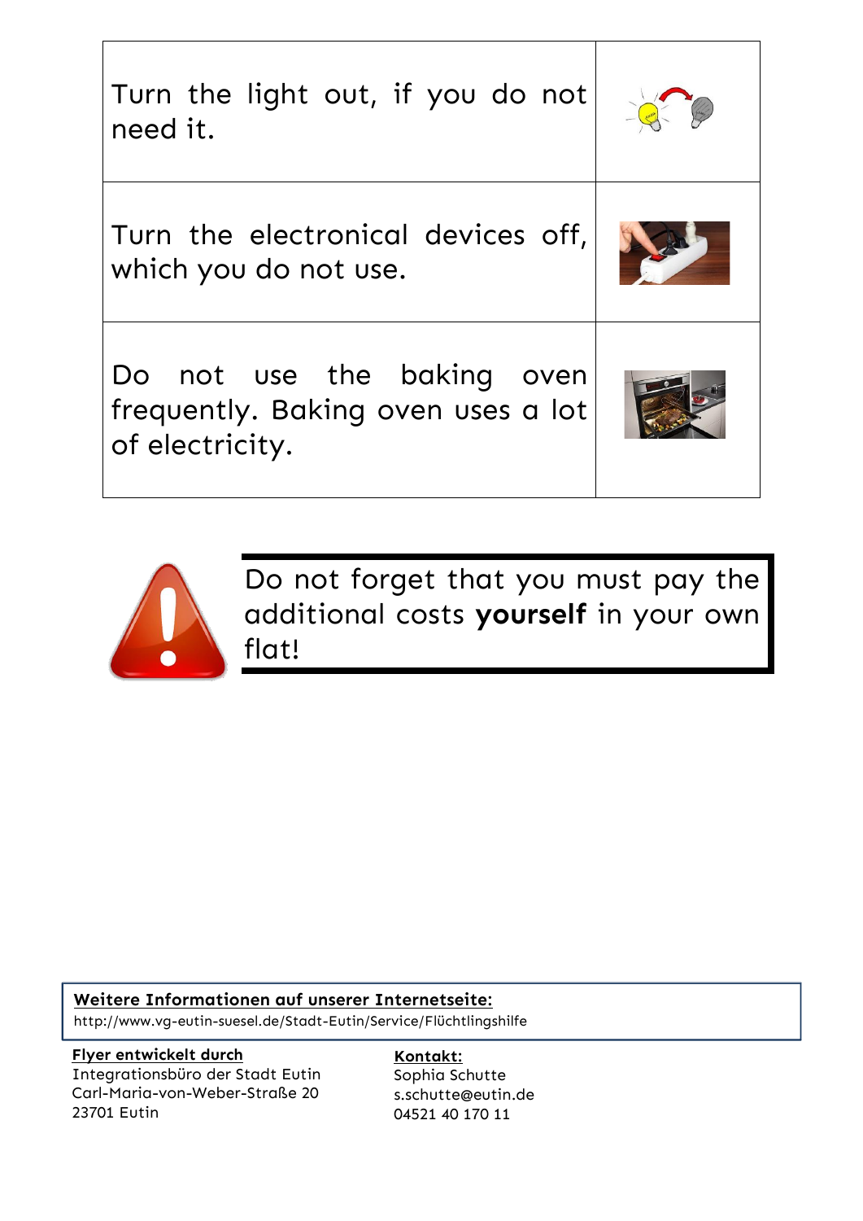| | |
|---|---|
| Turn the light out, if you do not need it. | |
| Turn the electronical devices off, which you do not use. | |
| Do not use the baking oven frequently. Baking oven uses a lot of electricity. | |

Do not forget that you must pay the additional costs **yourself** in your own flat!

**Weitere Informationen auf unserer Internetseite:**
http://www.vg-eutin-suesel.de/Stadt-Eutin/Service/Flüchtlingshilfe

**Flyer entwickelt durch**
Integrationsbüro der Stadt Eutin
Carl-Maria-von-Weber-Straße 20
23701 Eutin

**Kontakt:**
Sophia Schutte
s.schutte@eutin.de
04521 40 170 11